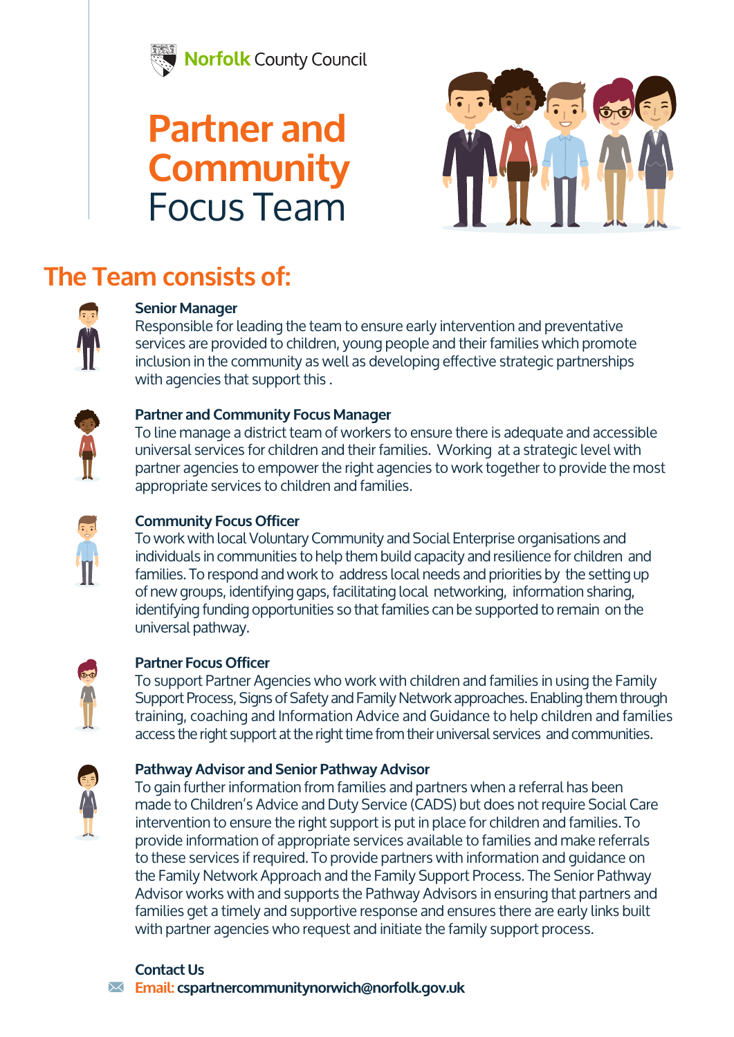Norfolk County Council

# Partner and Community Focus Team

## The Team consists of:

**Senior Manager**
Responsible for leading the team to ensure early intervention and preventative services are provided to children, young people and their families which promote inclusion in the community as well as developing effective strategic partnerships with agencies that support this .

**Partner and Community Focus Manager**
To line manage a district team of workers to ensure there is adequate and accessible universal services for children and their families. Working at a strategic level with partner agencies to empower the right agencies to work together to provide the most appropriate services to children and families.

**Community Focus Officer**
To work with local Voluntary Community and Social Enterprise organisations and individuals in communities to help them build capacity and resilience for children and families. To respond and work to address local needs and priorities by the setting up of new groups, identifying gaps, facilitating local networking, information sharing, identifying funding opportunities so that families can be supported to remain on the universal pathway.

**Partner Focus Officer**
To support Partner Agencies who work with children and families in using the Family Support Process, Signs of Safety and Family Network approaches. Enabling them through training, coaching and Information Advice and Guidance to help children and families access the right support at the right time from their universal services and communities.

**Pathway Advisor and Senior Pathway Advisor**
To gain further information from families and partners when a referral has been made to Children's Advice and Duty Service (CADS) but does not require Social Care intervention to ensure the right support is put in place for children and families. To provide information of appropriate services available to families and make referrals to these services if required. To provide partners with information and guidance on the Family Network Approach and the Family Support Process. The Senior Pathway Advisor works with and supports the Pathway Advisors in ensuring that partners and families get a timely and supportive response and ensures there are early links built with partner agencies who request and initiate the family support process.

**Contact Us**
**Email:** **cspartnercommunitynorwich@norfolk.gov.uk**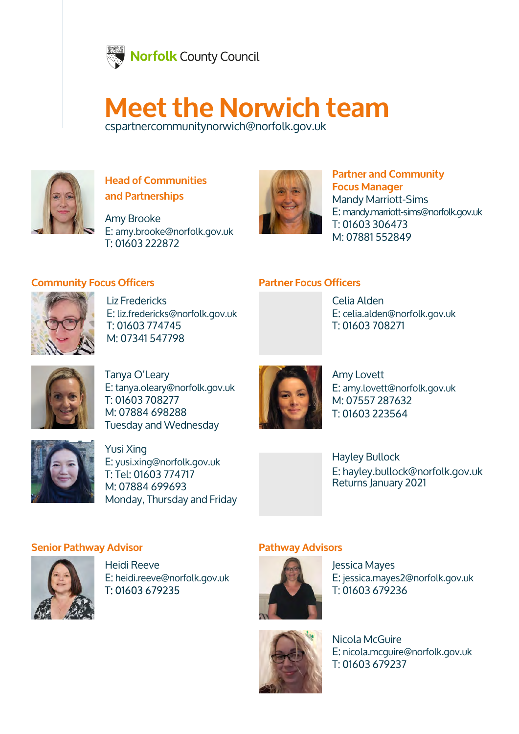Norfolk County Council

# Meet the Norwich team

cspartnercommunitynorwich@norfolk.gov.uk

## Head of Communities and Partnerships

Amy Brooke
E: amy.brooke@norfolk.gov.uk
T: 01603 222872

## Partner and Community Focus Manager

Mandy Marriott-Sims
E: mandy.marriott-sims@norfolk.gov.uk
T: 01603 306473
M: 07881 552849

## Community Focus Officers

Liz Fredericks
E: liz.fredericks@norfolk.gov.uk
T: 01603 774745
M: 07341 547798

Tanya O'Leary
E: tanya.oleary@norfolk.gov.uk
T: 01603 708277
M: 07884 698288
Tuesday and Wednesday

Yusi Xing
E: yusi.xing@norfolk.gov.uk
T: Tel: 01603 774717
M: 07884 699693
Monday, Thursday and Friday

## Partner Focus Officers

Celia Alden
E: celia.alden@norfolk.gov.uk
T: 01603 708271

Amy Lovett
E: amy.lovett@norfolk.gov.uk
M: 07557 287632
T: 01603 223564

Hayley Bullock
E: hayley.bullock@norfolk.gov.uk
Returns January 2021

## Senior Pathway Advisor

Heidi Reeve
E: heidi.reeve@norfolk.gov.uk
T: 01603 679235

## Pathway Advisors

Jessica Mayes
E: jessica.mayes2@norfolk.gov.uk
T: 01603 679236

Nicola McGuire
E: nicola.mcguire@norfolk.gov.uk
T: 01603 679237